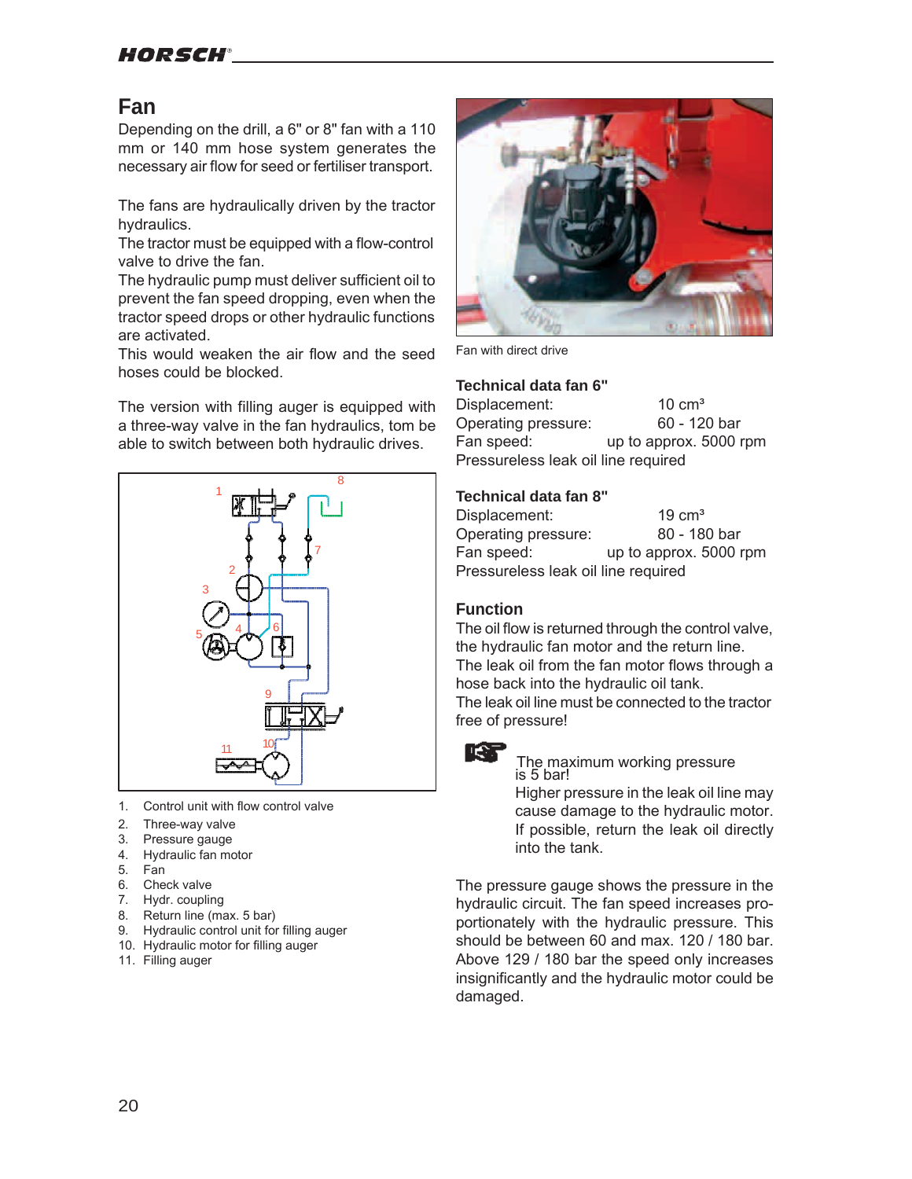## Fan

Depending on the drill, a 6" or 8" fan with a 110 mm or 140 mm hose system generates the necessary air flow for seed or fertiliser transport.

The fans are hydraulically driven by the tractor hydraulics.
The tractor must be equipped with a flow-control valve to drive the fan.
The hydraulic pump must deliver sufficient oil to prevent the fan speed dropping, even when the tractor speed drops or other hydraulic functions are activated.
This would weaken the air flow and the seed hoses could be blocked.

The version with filling auger is equipped with a three-way valve in the fan hydraulics, tom be able to switch between both hydraulic drives.

1. Control unit with flow control valve
2. Three-way valve
3. Pressure gauge
4. Hydraulic fan motor
5. Fan
6. Check valve
7. Hydr. coupling
8. Return line (max. 5 bar)
9. Hydraulic control unit for filling auger
10. Hydraulic motor for filling auger
11. Filling auger

Fan with direct drive

### Technical data fan 6"

| | |
|---|---|
| Displacement: | 10 cm³ |
| Operating pressure: | 60 - 120 bar |
| Fan speed: | up to approx. 5000 rpm |

Pressureless leak oil line required

### Technical data fan 8"

| | |
|---|---|
| Displacement: | 19 cm³ |
| Operating pressure: | 80 - 180 bar |
| Fan speed: | up to approx. 5000 rpm |

Pressureless leak oil line required

### Function

The oil flow is returned through the control valve, the hydraulic fan motor and the return line.
The leak oil from the fan motor flows through a hose back into the hydraulic oil tank.
The leak oil line must be connected to the tractor free of pressure!

The maximum working pressure is 5 bar!
Higher pressure in the leak oil line may cause damage to the hydraulic motor.
If possible, return the leak oil directly into the tank.

The pressure gauge shows the pressure in the hydraulic circuit. The fan speed increases proportionately with the hydraulic pressure. This should be between 60 and max. 120 / 180 bar. Above 129 / 180 bar the speed only increases insignificantly and the hydraulic motor could be damaged.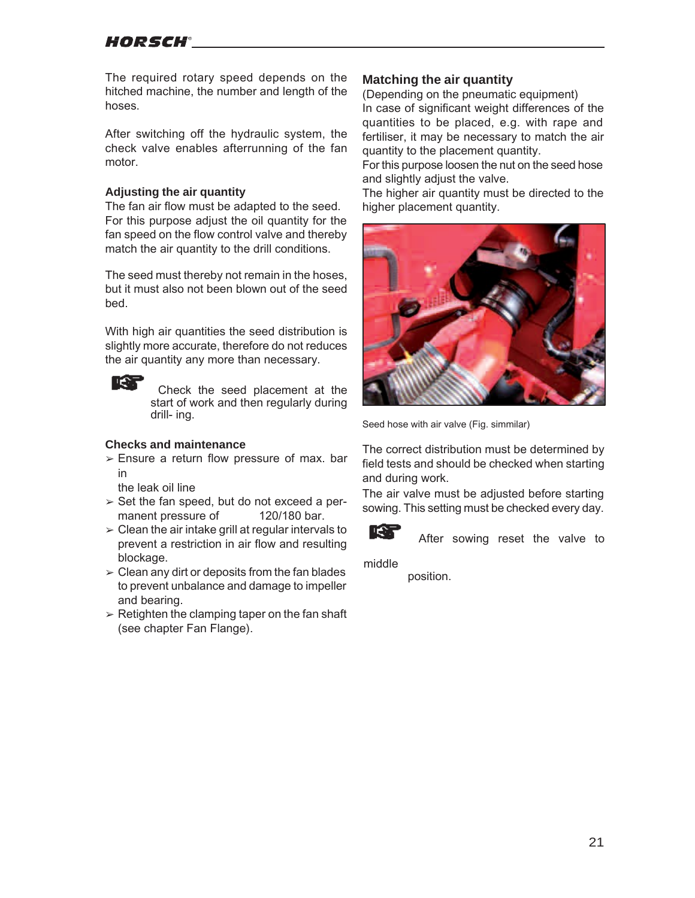The required rotary speed depends on the hitched machine, the number and length of the hoses.

After switching off the hydraulic system, the check valve enables afterrunning of the fan motor.

### Adjusting the air quantity

The fan air flow must be adapted to the seed. For this purpose adjust the oil quantity for the fan speed on the flow control valve and thereby match the air quantity to the drill conditions.

The seed must thereby not remain in the hoses, but it must also not been blown out of the seed bed.

With high air quantities the seed distribution is slightly more accurate, therefore do not reduces the air quantity any more than necessary.

☞ Check the seed placement at the start of work and then regularly during drill- ing.

### Checks and maintenance

- Ensure a return flow pressure of max. bar in the leak oil line
- Set the fan speed, but do not exceed a permanent pressure of 120/180 bar.
- Clean the air intake grill at regular intervals to prevent a restriction in air flow and resulting blockage.
- Clean any dirt or deposits from the fan blades to prevent unbalance and damage to impeller and bearing.
- Retighten the clamping taper on the fan shaft (see chapter Fan Flange).

### Matching the air quantity

(Depending on the pneumatic equipment)
In case of significant weight differences of the quantities to be placed, e.g. with rape and fertiliser, it may be necessary to match the air quantity to the placement quantity.
For this purpose loosen the nut on the seed hose and slightly adjust the valve.
The higher air quantity must be directed to the higher placement quantity.

Seed hose with air valve (Fig. simmilar)

The correct distribution must be determined by field tests and should be checked when starting and during work.
The air valve must be adjusted before starting sowing. This setting must be checked every day.

☞ After sowing reset the valve to middle position.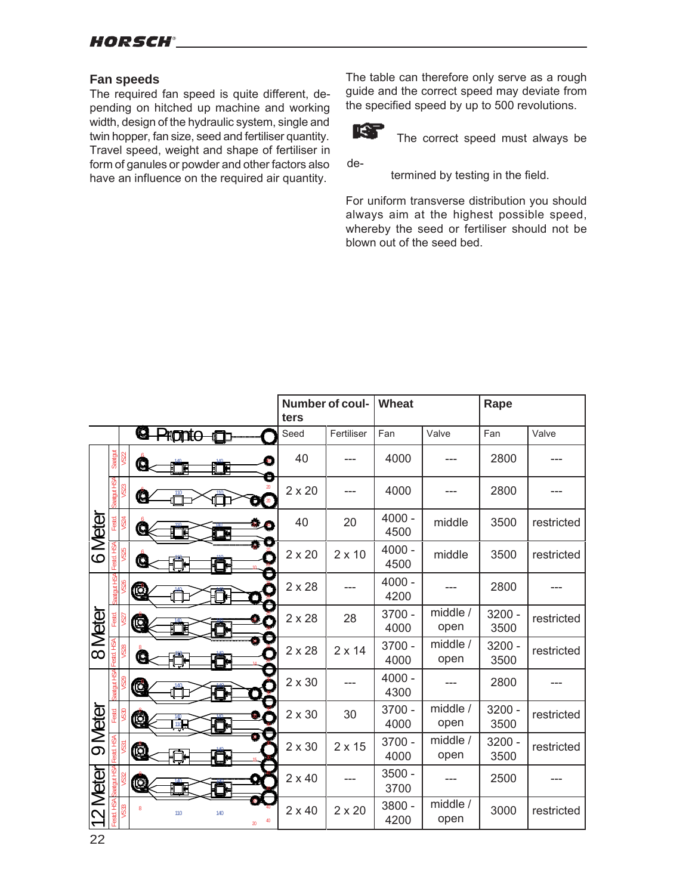## Fan speeds

The required fan speed is quite different, depending on hitched up machine and working width, design of the hydraulic system, single and twin hopper, fan size, seed and fertiliser quantity. Travel speed, weight and shape of fertiliser in form of ganules or powder and other factors also have an influence on the required air quantity.

The table can therefore only serve as a rough guide and the correct speed may deviate from the specified speed by up to 500 revolutions.

The correct speed must always be determined by testing in the field.

For uniform transverse distribution you should always aim at the highest possible speed, whereby the seed or fertiliser should not be blown out of the seed bed.

| Pronto | | | Number of coulters | | Wheat | | Rape | |
|---|---|---|---|---|---|---|---|---|
| | | | Seed | Fertiliser | Fan | Valve | Fan | Valve |
| 6 Meter | Saatgut | VS22 | 40 | --- | 4000 | --- | 2800 | --- |
| 6 Meter | Saatgut HSA | VS23 | 2 x 20 | --- | 4000 | --- | 2800 | --- |
| 6 Meter | Festd. | VS24 | 40 | 20 | 4000 - 4500 | middle | 3500 | restricted |
| 6 Meter | Festd. HSA | VS25 | 2 x 20 | 2 x 10 | 4000 - 4500 | middle | 3500 | restricted |
| 8 Meter | Saatgut HSA | VS26 | 2 x 28 | --- | 4000 - 4200 | --- | 2800 | --- |
| 8 Meter | Festd. | VS27 | 2 x 28 | 28 | 3700 - 4000 | middle / open | 3200 - 3500 | restricted |
| 8 Meter | Festd. HSA | VS28 | 2 x 28 | 2 x 14 | 3700 - 4000 | middle / open | 3200 - 3500 | restricted |
| 9 Meter | Saatgut HSA | VS29 | 2 x 30 | --- | 4000 - 4300 | --- | 2800 | --- |
| 9 Meter | Festd. | VS30 | 2 x 30 | 30 | 3700 - 4000 | middle / open | 3200 - 3500 | restricted |
| 9 Meter | Festd. HSA | VS31 | 2 x 30 | 2 x 15 | 3700 - 4000 | middle / open | 3200 - 3500 | restricted |
| 12 Meter | Saatgut HSA | VS32 | 2 x 40 | --- | 3500 - 3700 | --- | 2500 | --- |
| 12 Meter | Festd. HSA | VS33 | 2 x 40 | 2 x 20 | 3800 - 4200 | middle / open | 3000 | restricted |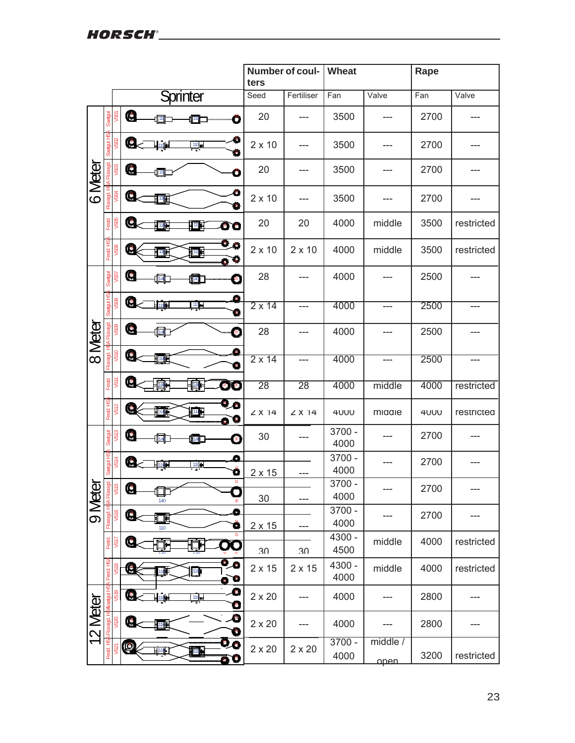| | | | Number of coulters | | Wheat | | Rape | |
|---|---|---|---|---|---|---|---|---|
| | | Sprinter | Seed | Fertiliser | Fan | Valve | Fan | Valve |
| 6 Meter | Saatgut | VS01 | 20 | --- | 3500 | --- | 2700 | --- |
| | Saatgut HSA | VS02 | 2 x 10 | --- | 3500 | --- | 2700 | --- |
| | Flussigd. | VS03 | 20 | --- | 3500 | --- | 2700 | --- |
| | Flussigd. HSA | VS04 | 2 x 10 | --- | 3500 | --- | 2700 | --- |
| | Festd. | VS05 | 20 | 20 | 4000 | middle | 3500 | restricted |
| | Festd. HSA | VS06 | 2 x 10 | 2 x 10 | 4000 | middle | 3500 | restricted |
| 8 Meter | Saatgut | VS07 | 28 | --- | 4000 | --- | 2500 | --- |
| | Saatgut HSA | VS08 | 2 x 14 | --- | 4000 | --- | 2500 | --- |
| | Flussigd. | VS09 | 28 | --- | 4000 | --- | 2500 | --- |
| | Flussigd. HSA | VS10 | 2 x 14 | --- | 4000 | --- | 2500 | --- |
| | Festd. | VS11 | 28 | 28 | 4000 | middle | 4000 | restricted |
| | Festd. HSA | VS12 | 2 x 14 | 2 x 14 | 4000 | middle | 4000 | restricted |
| 9 Meter | Saatgut | VS13 | 30 | --- | 3700 - 4000 | --- | 2700 | --- |
| | Saatgut HSA | VS14 | 2 x 15 | --- | 3700 - 4000 | --- | 2700 | --- |
| | Flussigd. | VS15 | 30 | --- | 3700 - 4000 | --- | 2700 | --- |
| | Flussigd. HSA | VS16 | 2 x 15 | --- | 3700 - 4000 | --- | 2700 | --- |
| | Festd. | VS17 | 30 | 30 | 4300 - 4500 | middle | 4000 | restricted |
| | Festd. HSA | VS18 | 2 x 15 | 2 x 15 | 4300 - 4000 | middle | 4000 | restricted |
| 12 Meter | Saatgut HSA | VS19 | 2 x 20 | --- | 4000 | --- | 2800 | --- |
| | Flussigd. HSA | VS20 | 2 x 20 | --- | 4000 | --- | 2800 | --- |
| | Festd. HSA | VS21 | 2 x 20 | 2 x 20 | 3700 - 4000 | middle / open | 3200 | restricted |